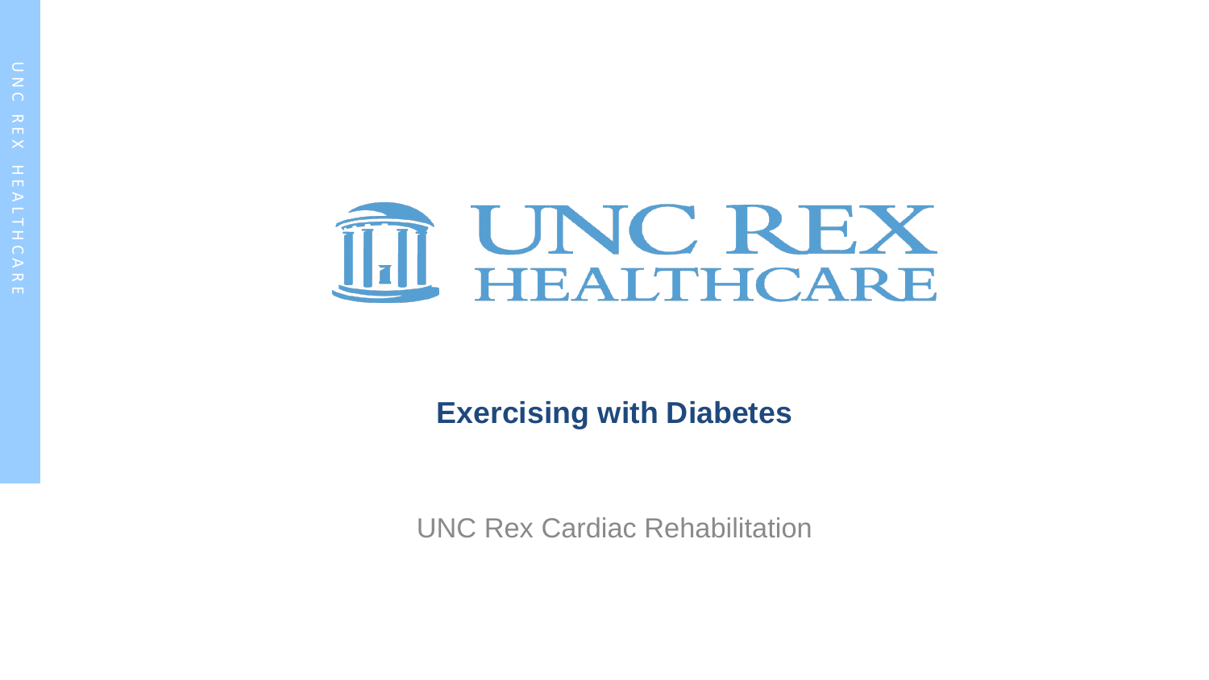# Exercising with Diabetes

UNC Rex Cardiac Rehabilitation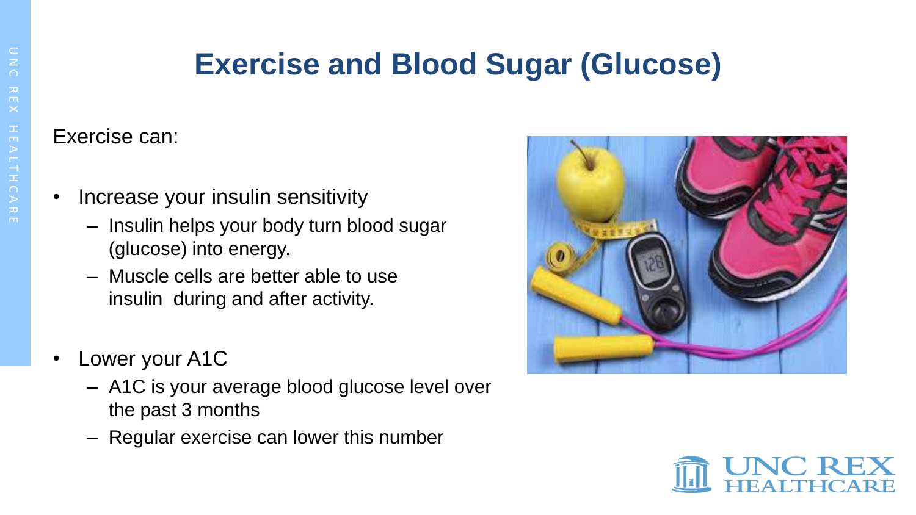# Exercise and Blood Sugar (Glucose)

Exercise can:

- Increase your insulin sensitivity
  - Insulin helps your body turn blood sugar (glucose) into energy.
  - Muscle cells are better able to use insulin during and after activity.
- Lower your A1C
  - A1C is your average blood glucose level over the past 3 months
  - Regular exercise can lower this number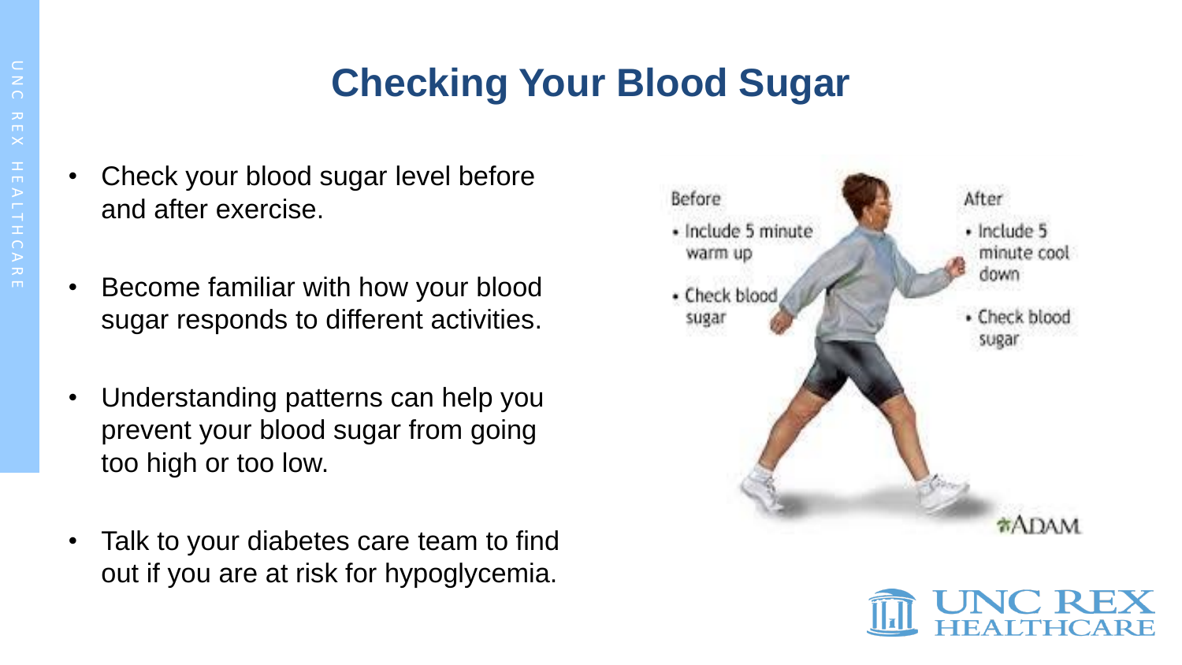# Checking Your Blood Sugar

- Check your blood sugar level before and after exercise.
- Become familiar with how your blood sugar responds to different activities.
- Understanding patterns can help you prevent your blood sugar from going too high or too low.
- Talk to your diabetes care team to find out if you are at risk for hypoglycemia.

Before
- Include 5 minute warm up
- Check blood sugar

After
- Include 5 minute cool down
- Check blood sugar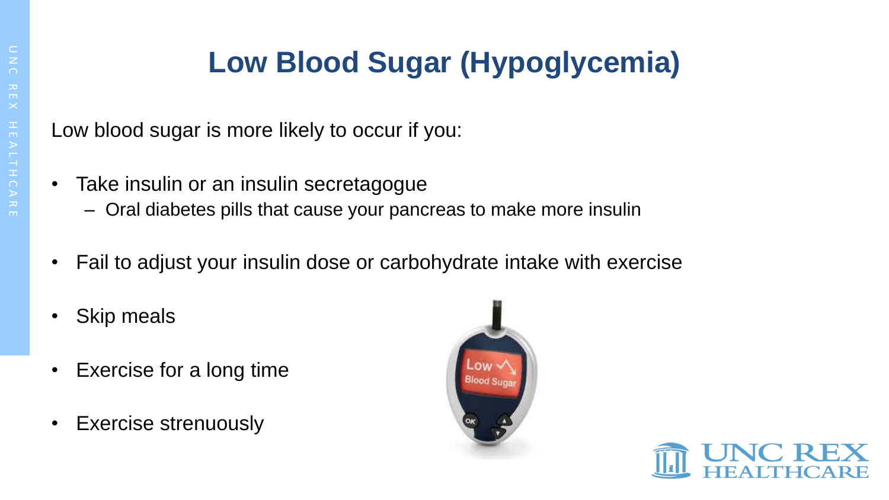# Low Blood Sugar (Hypoglycemia)

Low blood sugar is more likely to occur if you:

- Take insulin or an insulin secretagogue
  - Oral diabetes pills that cause your pancreas to make more insulin
- Fail to adjust your insulin dose or carbohydrate intake with exercise
- Skip meals
- Exercise for a long time
- Exercise strenuously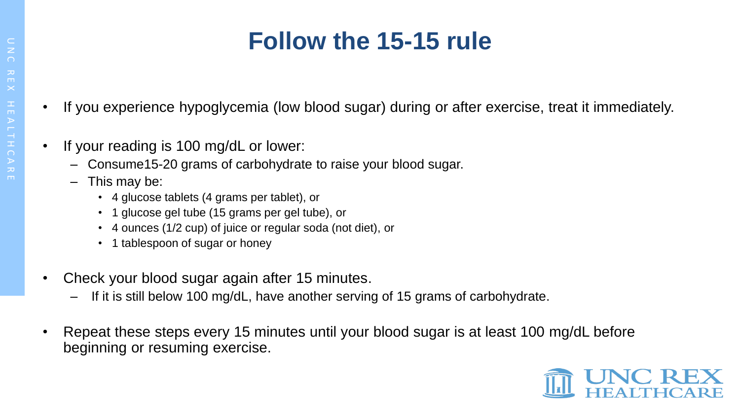# Follow the 15-15 rule

- If you experience hypoglycemia (low blood sugar) during or after exercise, treat it immediately.
- If your reading is 100 mg/dL or lower:
  - Consume15-20 grams of carbohydrate to raise your blood sugar.
  - This may be:
    - 4 glucose tablets (4 grams per tablet), or
    - 1 glucose gel tube (15 grams per gel tube), or
    - 4 ounces (1/2 cup) of juice or regular soda (not diet), or
    - 1 tablespoon of sugar or honey
- Check your blood sugar again after 15 minutes.
  - If it is still below 100 mg/dL, have another serving of 15 grams of carbohydrate.
- Repeat these steps every 15 minutes until your blood sugar is at least 100 mg/dL before beginning or resuming exercise.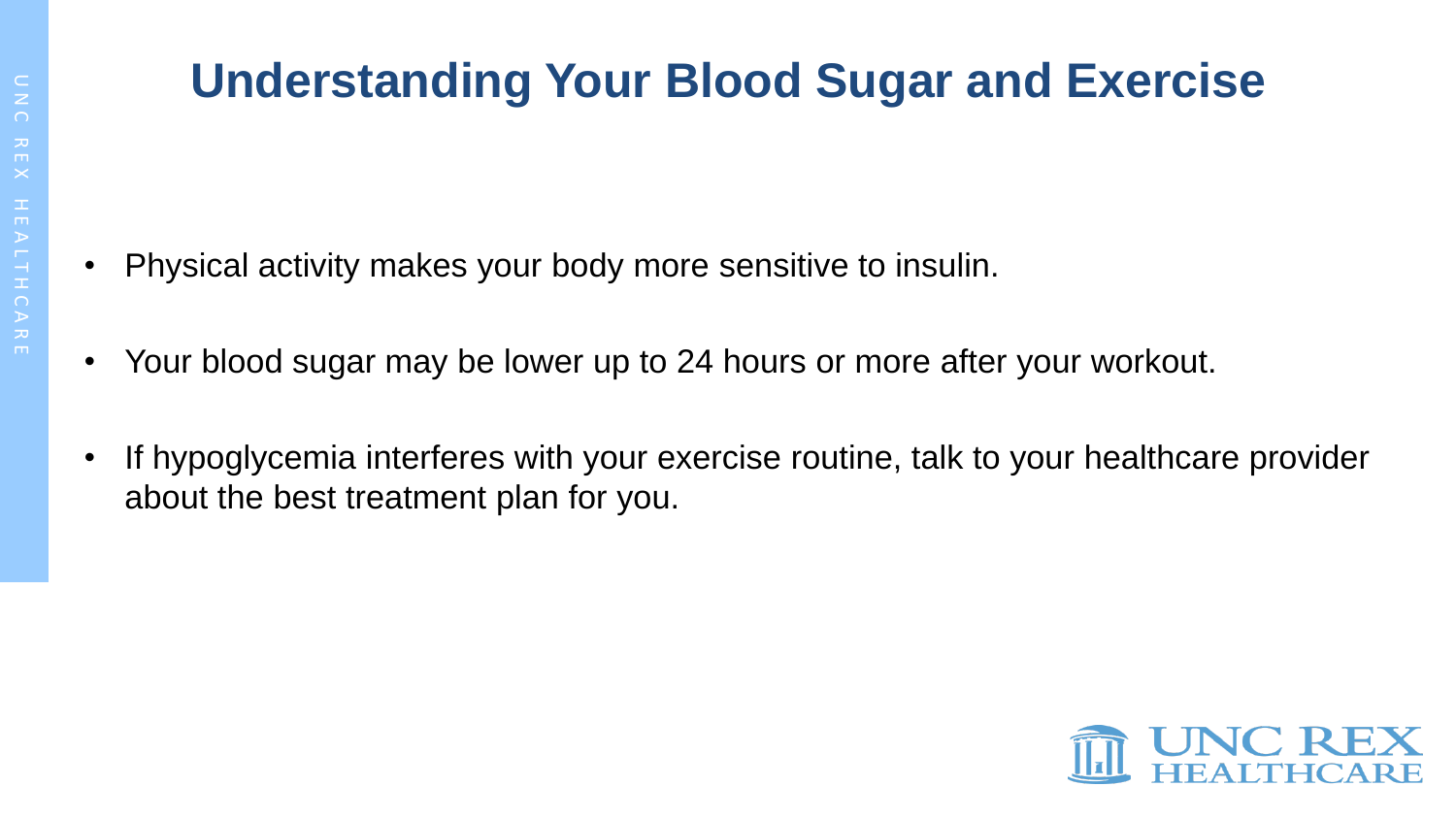# Understanding Your Blood Sugar and Exercise

- Physical activity makes your body more sensitive to insulin.
- Your blood sugar may be lower up to 24 hours or more after your workout.
- If hypoglycemia interferes with your exercise routine, talk to your healthcare provider about the best treatment plan for you.